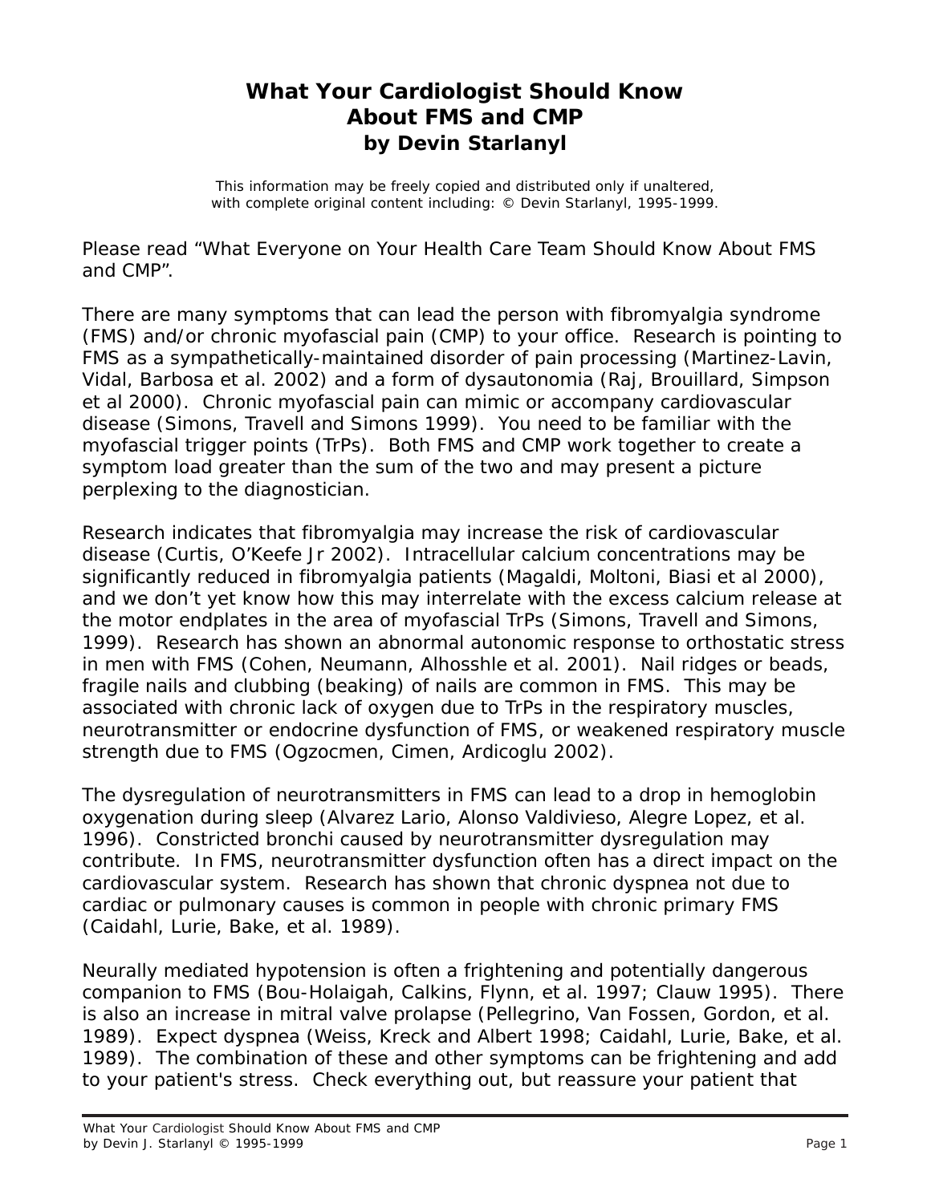# What Your Cardiologist Should Know About FMS and CMP
## by Devin Starlanyl

This information may be freely copied and distributed only if unaltered, with complete original content including: © Devin Starlanyl, 1995-1999.

Please read "What Everyone on Your Health Care Team Should Know About FMS and CMP".

There are many symptoms that can lead the person with fibromyalgia syndrome (FMS) and/or chronic myofascial pain (CMP) to your office. Research is pointing to FMS as a sympathetically-maintained disorder of pain processing (Martinez-Lavin, Vidal, Barbosa et al. 2002) and a form of dysautonomia (Raj, Brouillard, Simpson et al 2000). Chronic myofascial pain can mimic or accompany cardiovascular disease (Simons, Travell and Simons 1999). You need to be familiar with the myofascial trigger points (TrPs). Both FMS and CMP work together to create a symptom load greater than the sum of the two and may present a picture perplexing to the diagnostician.

Research indicates that fibromyalgia may increase the risk of cardiovascular disease (Curtis, O'Keefe Jr 2002). Intracellular calcium concentrations may be significantly reduced in fibromyalgia patients (Magaldi, Moltoni, Biasi et al 2000), and we don't yet know how this may interrelate with the excess calcium release at the motor endplates in the area of myofascial TrPs (Simons, Travell and Simons, 1999). Research has shown an abnormal autonomic response to orthostatic stress in men with FMS (Cohen, Neumann, Alhosshle et al. 2001). Nail ridges or beads, fragile nails and clubbing (beaking) of nails are common in FMS. This may be associated with chronic lack of oxygen due to TrPs in the respiratory muscles, neurotransmitter or endocrine dysfunction of FMS, or weakened respiratory muscle strength due to FMS (Ogzocmen, Cimen, Ardicoglu 2002).

The dysregulation of neurotransmitters in FMS can lead to a drop in hemoglobin oxygenation during sleep (Alvarez Lario, Alonso Valdivieso, Alegre Lopez, et al. 1996). Constricted bronchi caused by neurotransmitter dysregulation may contribute. In FMS, neurotransmitter dysfunction often has a direct impact on the cardiovascular system. Research has shown that chronic dyspnea not due to cardiac or pulmonary causes is common in people with chronic primary FMS (Caidahl, Lurie, Bake, et al. 1989).

Neurally mediated hypotension is often a frightening and potentially dangerous companion to FMS (Bou-Holaigah, Calkins, Flynn, et al. 1997; Clauw 1995). There is also an increase in mitral valve prolapse (Pellegrino, Van Fossen, Gordon, et al. 1989). Expect dyspnea (Weiss, Kreck and Albert 1998; Caidahl, Lurie, Bake, et al. 1989). The combination of these and other symptoms can be frightening and add to your patient's stress. Check everything out, but reassure your patient that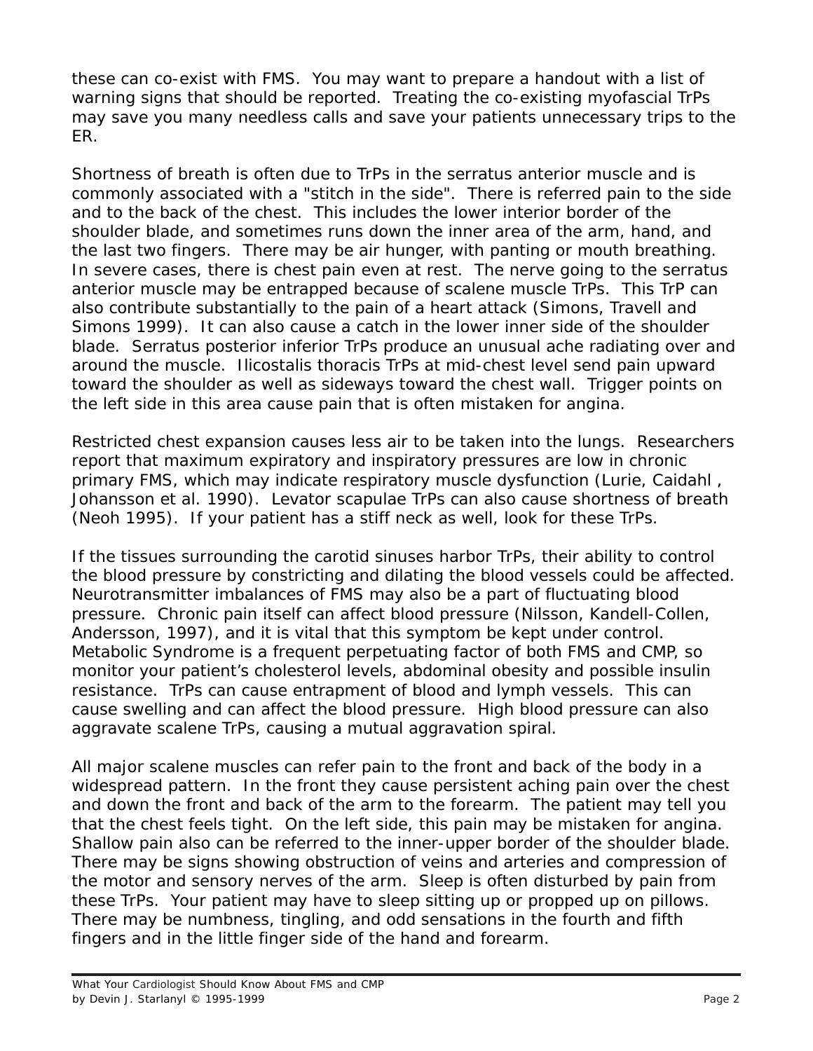these can co-exist with FMS. You may want to prepare a handout with a list of warning signs that should be reported. Treating the co-existing myofascial TrPs may save you many needless calls and save your patients unnecessary trips to the ER.

Shortness of breath is often due to TrPs in the serratus anterior muscle and is commonly associated with a "stitch in the side". There is referred pain to the side and to the back of the chest. This includes the lower interior border of the shoulder blade, and sometimes runs down the inner area of the arm, hand, and the last two fingers. There may be air hunger, with panting or mouth breathing. In severe cases, there is chest pain even at rest. The nerve going to the serratus anterior muscle may be entrapped because of scalene muscle TrPs. This TrP can also contribute substantially to the pain of a heart attack (Simons, Travell and Simons 1999). It can also cause a catch in the lower inner side of the shoulder blade. Serratus posterior inferior TrPs produce an unusual ache radiating over and around the muscle. Ilicostalis thoracis TrPs at mid-chest level send pain upward toward the shoulder as well as sideways toward the chest wall. Trigger points on the left side in this area cause pain that is often mistaken for angina.

Restricted chest expansion causes less air to be taken into the lungs. Researchers report that maximum expiratory and inspiratory pressures are low in chronic primary FMS, which may indicate respiratory muscle dysfunction (Lurie, Caidahl , Johansson et al. 1990). Levator scapulae TrPs can also cause shortness of breath (Neoh 1995). If your patient has a stiff neck as well, look for these TrPs.

If the tissues surrounding the carotid sinuses harbor TrPs, their ability to control the blood pressure by constricting and dilating the blood vessels could be affected. Neurotransmitter imbalances of FMS may also be a part of fluctuating blood pressure. Chronic pain itself can affect blood pressure (Nilsson, Kandell-Collen, Andersson, 1997), and it is vital that this symptom be kept under control. Metabolic Syndrome is a frequent perpetuating factor of both FMS and CMP, so monitor your patient's cholesterol levels, abdominal obesity and possible insulin resistance. TrPs can cause entrapment of blood and lymph vessels. This can cause swelling and can affect the blood pressure. High blood pressure can also aggravate scalene TrPs, causing a mutual aggravation spiral.

All major scalene muscles can refer pain to the front and back of the body in a widespread pattern. In the front they cause persistent aching pain over the chest and down the front and back of the arm to the forearm. The patient may tell you that the chest feels tight. On the left side, this pain may be mistaken for angina. Shallow pain also can be referred to the inner-upper border of the shoulder blade. There may be signs showing obstruction of veins and arteries and compression of the motor and sensory nerves of the arm. Sleep is often disturbed by pain from these TrPs. Your patient may have to sleep sitting up or propped up on pillows. There may be numbness, tingling, and odd sensations in the fourth and fifth fingers and in the little finger side of the hand and forearm.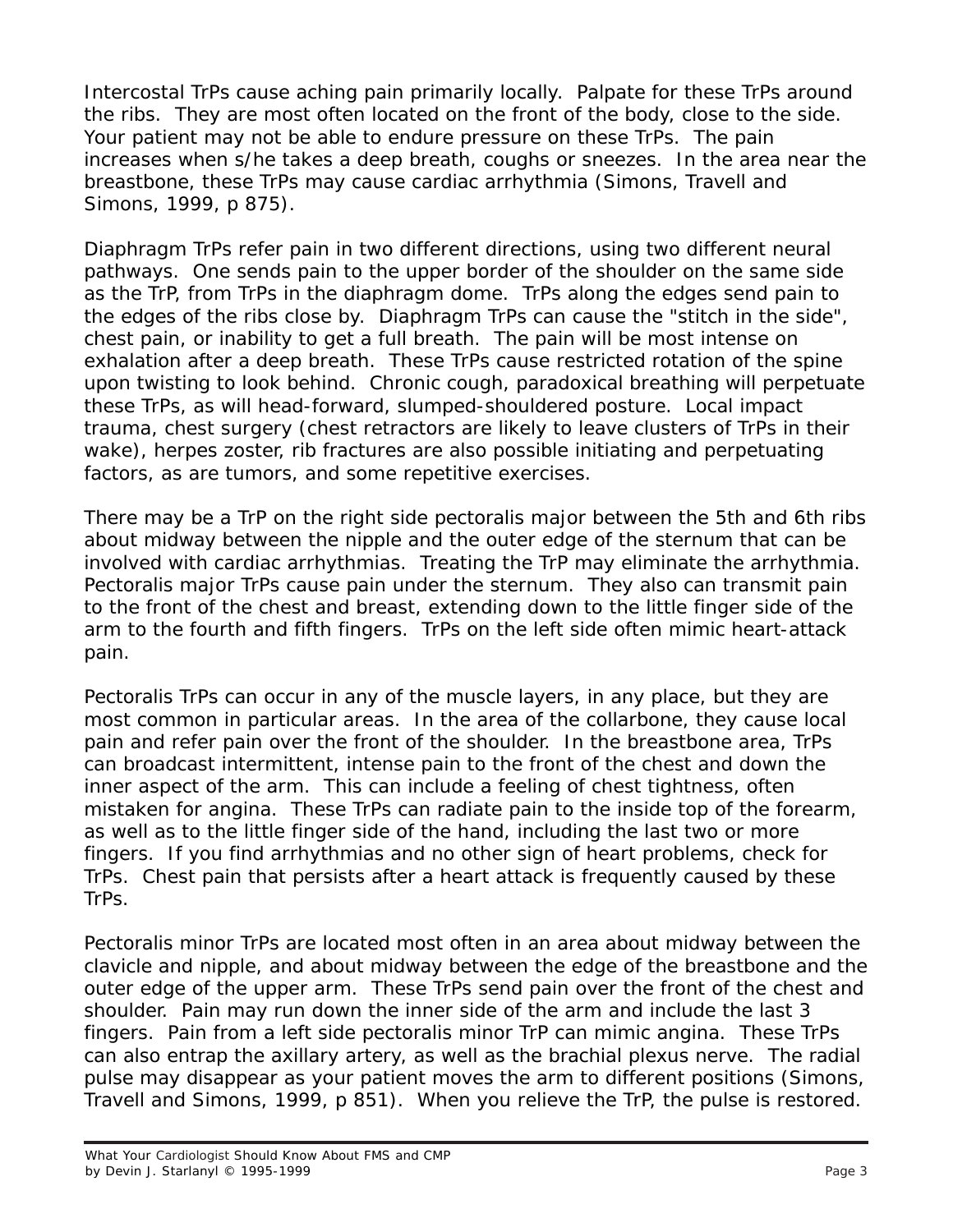Intercostal TrPs cause aching pain primarily locally. Palpate for these TrPs around the ribs. They are most often located on the front of the body, close to the side. Your patient may not be able to endure pressure on these TrPs. The pain increases when s/he takes a deep breath, coughs or sneezes. In the area near the breastbone, these TrPs may cause cardiac arrhythmia (Simons, Travell and Simons, 1999, p 875).

Diaphragm TrPs refer pain in two different directions, using two different neural pathways. One sends pain to the upper border of the shoulder on the same side as the TrP, from TrPs in the diaphragm dome. TrPs along the edges send pain to the edges of the ribs close by. Diaphragm TrPs can cause the "stitch in the side", chest pain, or inability to get a full breath. The pain will be most intense on exhalation after a deep breath. These TrPs cause restricted rotation of the spine upon twisting to look behind. Chronic cough, paradoxical breathing will perpetuate these TrPs, as will head-forward, slumped-shouldered posture. Local impact trauma, chest surgery (chest retractors are likely to leave clusters of TrPs in their wake), herpes zoster, rib fractures are also possible initiating and perpetuating factors, as are tumors, and some repetitive exercises.

There may be a TrP on the right side pectoralis major between the 5th and 6th ribs about midway between the nipple and the outer edge of the sternum that can be involved with cardiac arrhythmias. Treating the TrP may eliminate the arrhythmia. Pectoralis major TrPs cause pain under the sternum. They also can transmit pain to the front of the chest and breast, extending down to the little finger side of the arm to the fourth and fifth fingers. TrPs on the left side often mimic heart-attack pain.

Pectoralis TrPs can occur in any of the muscle layers, in any place, but they are most common in particular areas. In the area of the collarbone, they cause local pain and refer pain over the front of the shoulder. In the breastbone area, TrPs can broadcast intermittent, intense pain to the front of the chest and down the inner aspect of the arm. This can include a feeling of chest tightness, often mistaken for angina. These TrPs can radiate pain to the inside top of the forearm, as well as to the little finger side of the hand, including the last two or more fingers. If you find arrhythmias and no other sign of heart problems, check for TrPs. Chest pain that persists after a heart attack is frequently caused by these TrPs.

Pectoralis minor TrPs are located most often in an area about midway between the clavicle and nipple, and about midway between the edge of the breastbone and the outer edge of the upper arm. These TrPs send pain over the front of the chest and shoulder. Pain may run down the inner side of the arm and include the last 3 fingers. Pain from a left side pectoralis minor TrP can mimic angina. These TrPs can also entrap the axillary artery, as well as the brachial plexus nerve. The radial pulse may disappear as your patient moves the arm to different positions (Simons, Travell and Simons, 1999, p 851). When you relieve the TrP, the pulse is restored.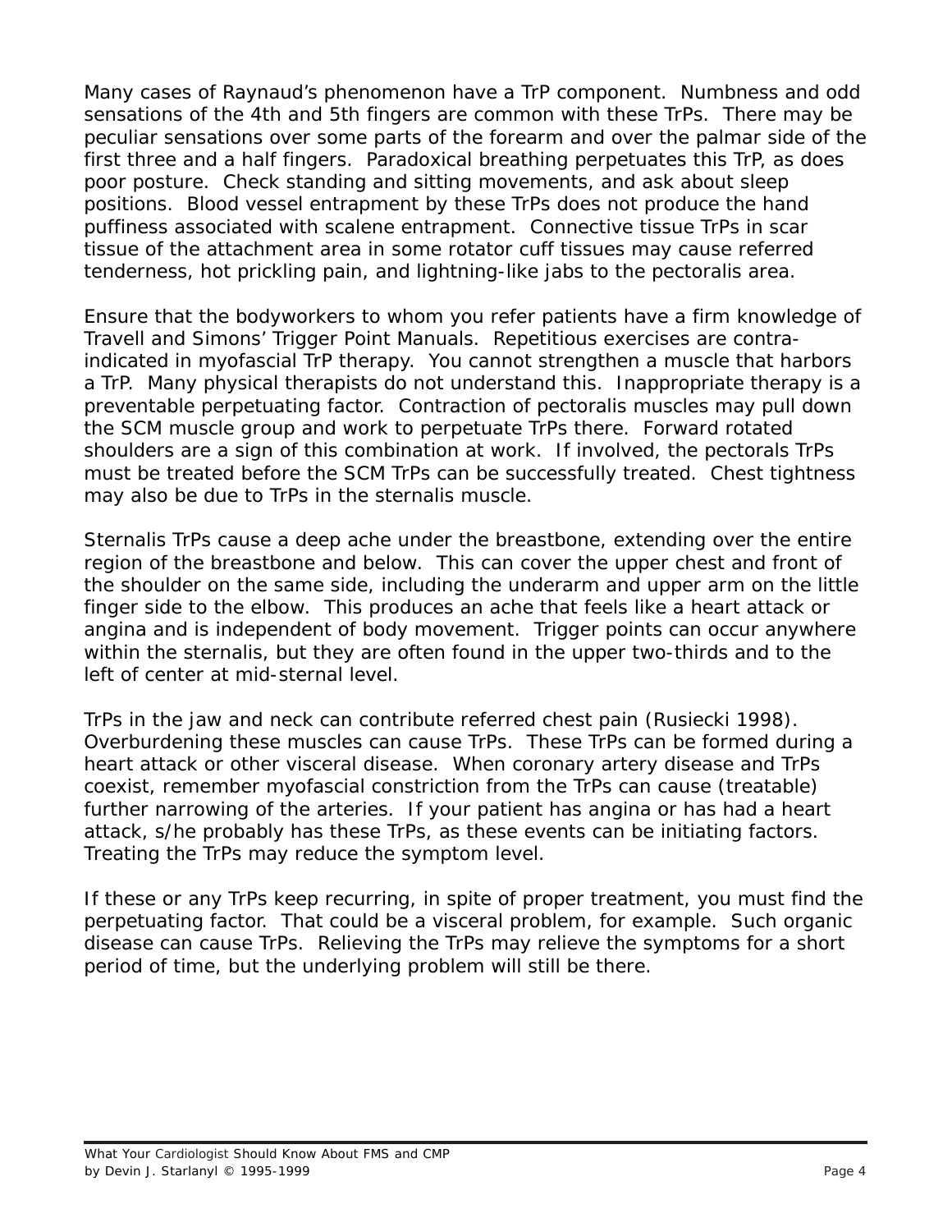Many cases of Raynaud's phenomenon have a TrP component. Numbness and odd sensations of the 4th and 5th fingers are common with these TrPs. There may be peculiar sensations over some parts of the forearm and over the palmar side of the first three and a half fingers. Paradoxical breathing perpetuates this TrP, as does poor posture. Check standing and sitting movements, and ask about sleep positions. Blood vessel entrapment by these TrPs does not produce the hand puffiness associated with scalene entrapment. Connective tissue TrPs in scar tissue of the attachment area in some rotator cuff tissues may cause referred tenderness, hot prickling pain, and lightning-like jabs to the pectoralis area.

Ensure that the bodyworkers to whom you refer patients have a firm knowledge of Travell and Simons' Trigger Point Manuals. Repetitious exercises are contra-indicated in myofascial TrP therapy. You cannot strengthen a muscle that harbors a TrP. Many physical therapists do not understand this. Inappropriate therapy is a preventable perpetuating factor. Contraction of pectoralis muscles may pull down the SCM muscle group and work to perpetuate TrPs there. Forward rotated shoulders are a sign of this combination at work. If involved, the pectorals TrPs must be treated before the SCM TrPs can be successfully treated. Chest tightness may also be due to TrPs in the sternalis muscle.

Sternalis TrPs cause a deep ache under the breastbone, extending over the entire region of the breastbone and below. This can cover the upper chest and front of the shoulder on the same side, including the underarm and upper arm on the little finger side to the elbow. This produces an ache that feels like a heart attack or angina and is independent of body movement. Trigger points can occur anywhere within the sternalis, but they are often found in the upper two-thirds and to the left of center at mid-sternal level.

TrPs in the jaw and neck can contribute referred chest pain (Rusiecki 1998). Overburdening these muscles can cause TrPs. These TrPs can be formed during a heart attack or other visceral disease. When coronary artery disease and TrPs coexist, remember myofascial constriction from the TrPs can cause (treatable) further narrowing of the arteries. If your patient has angina or has had a heart attack, s/he probably has these TrPs, as these events can be initiating factors. Treating the TrPs may reduce the symptom level.

If these or any TrPs keep recurring, in spite of proper treatment, you must find the perpetuating factor. That could be a visceral problem, for example. Such organic disease can cause TrPs. Relieving the TrPs may relieve the symptoms for a short period of time, but the underlying problem will still be there.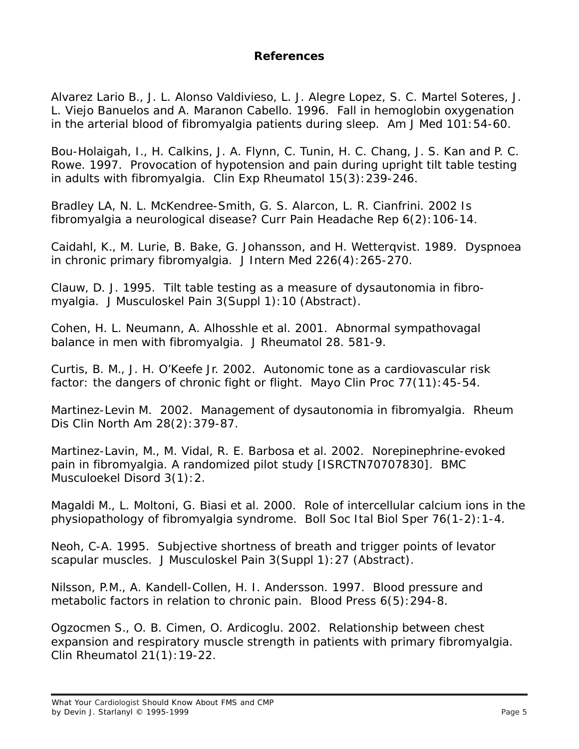## References

Alvarez Lario B., J. L. Alonso Valdivieso, L. J. Alegre Lopez, S. C. Martel Soteres, J. L. Viejo Banuelos and A. Maranon Cabello. 1996. Fall in hemoglobin oxygenation in the arterial blood of fibromyalgia patients during sleep. Am J Med 101:54-60.

Bou-Holaigah, I., H. Calkins, J. A. Flynn, C. Tunin, H. C. Chang, J. S. Kan and P. C. Rowe. 1997. Provocation of hypotension and pain during upright tilt table testing in adults with fibromyalgia. Clin Exp Rheumatol 15(3):239-246.

Bradley LA, N. L. McKendree-Smith, G. S. Alarcon, L. R. Cianfrini. 2002 Is fibromyalgia a neurological disease? Curr Pain Headache Rep 6(2):106-14.

Caidahl, K., M. Lurie, B. Bake, G. Johansson, and H. Wetterqvist. 1989. Dyspnoea in chronic primary fibromyalgia. J Intern Med 226(4):265-270.

Clauw, D. J. 1995. Tilt table testing as a measure of dysautonomia in fibromyalgia. J Musculoskel Pain 3(Suppl 1):10 (Abstract).

Cohen, H. L. Neumann, A. Alhosshle et al. 2001. Abnormal sympathovagal balance in men with fibromyalgia. J Rheumatol 28. 581-9.

Curtis, B. M., J. H. O'Keefe Jr. 2002. Autonomic tone as a cardiovascular risk factor: the dangers of chronic fight or flight. Mayo Clin Proc 77(11):45-54.

Martinez-Levin M. 2002. Management of dysautonomia in fibromyalgia. Rheum Dis Clin North Am 28(2):379-87.

Martinez-Lavin, M., M. Vidal, R. E. Barbosa et al. 2002. Norepinephrine-evoked pain in fibromyalgia. A randomized pilot study [ISRCTN70707830]. BMC Musculoekel Disord 3(1):2.

Magaldi M., L. Moltoni, G. Biasi et al. 2000. Role of intercellular calcium ions in the physiopathology of fibromyalgia syndrome. Boll Soc Ital Biol Sper 76(1-2):1-4.

Neoh, C-A. 1995. Subjective shortness of breath and trigger points of levator scapular muscles. J Musculoskel Pain 3(Suppl 1):27 (Abstract).

Nilsson, P.M., A. Kandell-Collen, H. I. Andersson. 1997. Blood pressure and metabolic factors in relation to chronic pain. Blood Press 6(5):294-8.

Ogzocmen S., O. B. Cimen, O. Ardicoglu. 2002. Relationship between chest expansion and respiratory muscle strength in patients with primary fibromyalgia. Clin Rheumatol 21(1):19-22.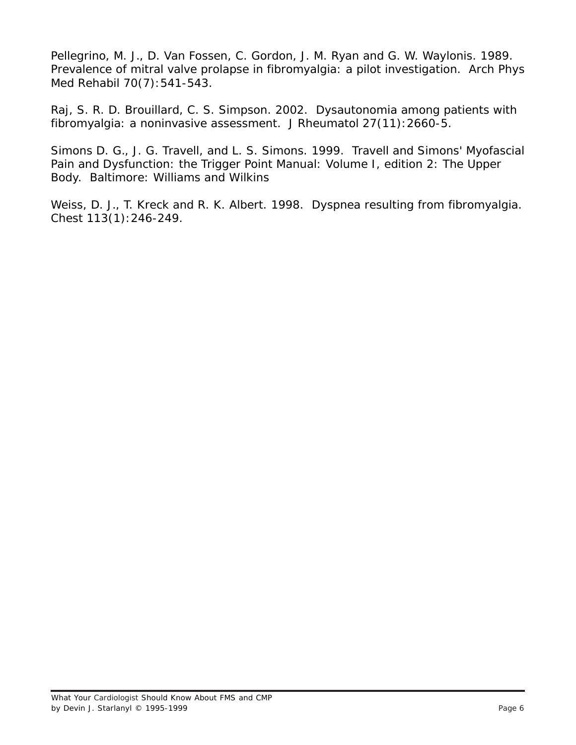Pellegrino, M. J., D. Van Fossen, C. Gordon, J. M. Ryan and G. W. Waylonis. 1989. Prevalence of mitral valve prolapse in fibromyalgia: a pilot investigation. Arch Phys Med Rehabil 70(7):541-543.

Raj, S. R. D. Brouillard, C. S. Simpson. 2002. Dysautonomia among patients with fibromyalgia: a noninvasive assessment. J Rheumatol 27(11):2660-5.

Simons D. G., J. G. Travell, and L. S. Simons. 1999. Travell and Simons' Myofascial Pain and Dysfunction: the Trigger Point Manual: Volume I, edition 2: The Upper Body. Baltimore: Williams and Wilkins

Weiss, D. J., T. Kreck and R. K. Albert. 1998. Dyspnea resulting from fibromyalgia. Chest 113(1):246-249.